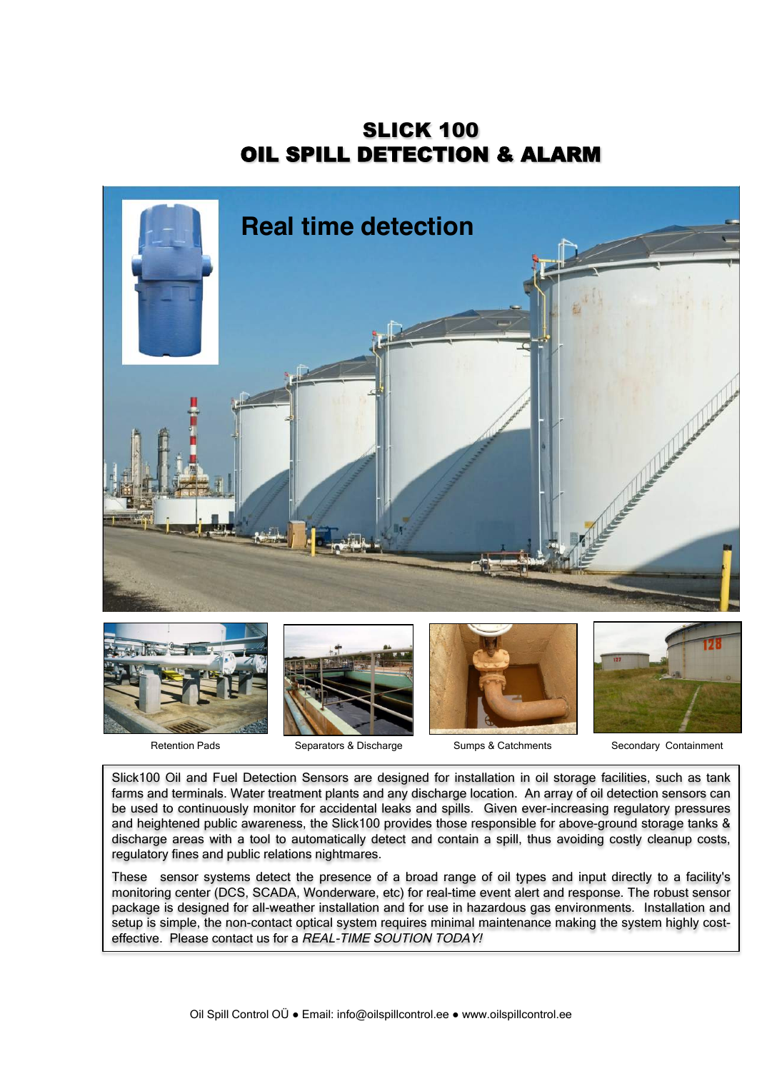# SLICK 100
# OIL SPILL DETECTION & ALARM

Real time detection

Retention Pads

Separators & Discharge

Sumps & Catchments

Secondary Containment

Slick100 Oil and Fuel Detection Sensors are designed for installation in oil storage facilities, such as tank farms and terminals. Water treatment plants and any discharge location. An array of oil detection sensors can be used to continuously monitor for accidental leaks and spills. Given ever-increasing regulatory pressures and heightened public awareness, the Slick100 provides those responsible for above-ground storage tanks & discharge areas with a tool to automatically detect and contain a spill, thus avoiding costly cleanup costs, regulatory fines and public relations nightmares.

These sensor systems detect the presence of a broad range of oil types and input directly to a facility's monitoring center (DCS, SCADA, Wonderware, etc) for real-time event alert and response. The robust sensor package is designed for all-weather installation and for use in hazardous gas environments. Installation and setup is simple, the non-contact optical system requires minimal maintenance making the system highly cost-effective. Please contact us for a *REAL-TIME SOUTION TODAY!*

Oil Spill Control OÜ ● Email: info@oilspillcontrol.ee ● www.oilspillcontrol.ee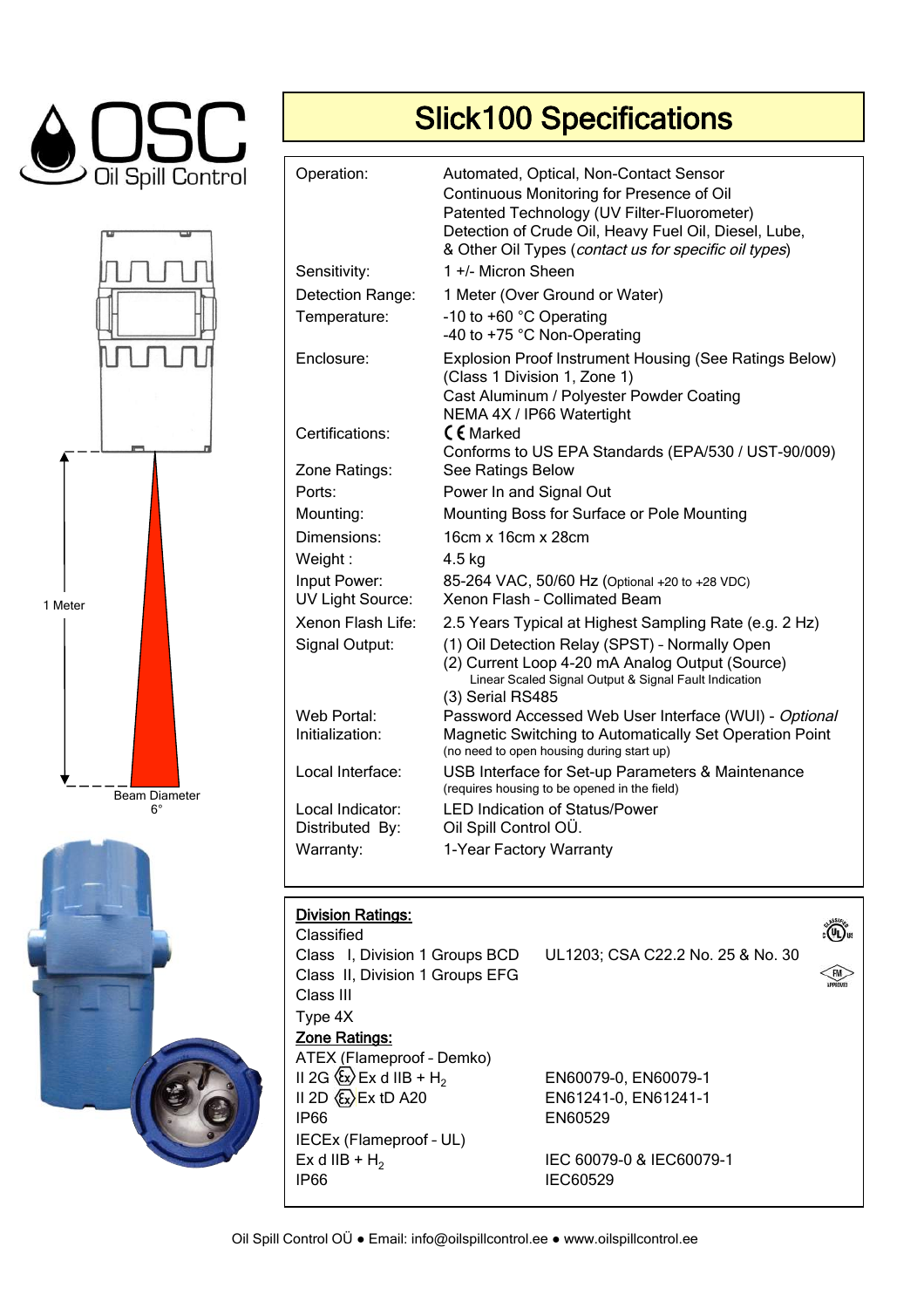OSC Oil Spill Control

# Slick100 Specifications

| | |
|---|---|
| Operation: | Automated, Optical, Non-Contact Sensor<br>Continuous Monitoring for Presence of Oil<br>Patented Technology (UV Filter-Fluorometer)<br>Detection of Crude Oil, Heavy Fuel Oil, Diesel, Lube, & Other Oil Types (*contact us for specific oil types*) |
| Sensitivity: | 1 +/- Micron Sheen |
| Detection Range: | 1 Meter (Over Ground or Water) |
| Temperature: | -10 to +60 °C Operating<br>-40 to +75 °C Non-Operating |
| Enclosure: | Explosion Proof Instrument Housing (See Ratings Below)<br>(Class 1 Division 1, Zone 1)<br>Cast Aluminum / Polyester Powder Coating<br>NEMA 4X / IP66 Watertight |
| Certifications: | CE Marked<br>Conforms to US EPA Standards (EPA/530 / UST-90/009) |
| Zone Ratings: | See Ratings Below |
| Ports: | Power In and Signal Out |
| Mounting: | Mounting Boss for Surface or Pole Mounting |
| Dimensions: | 16cm x 16cm x 28cm |
| Weight : | 4.5 kg |
| Input Power: | 85-264 VAC, 50/60 Hz (Optional +20 to +28 VDC) |
| UV Light Source: | Xenon Flash – Collimated Beam |
| Xenon Flash Life: | 2.5 Years Typical at Highest Sampling Rate (e.g. 2 Hz) |
| Signal Output: | (1) Oil Detection Relay (SPST) – Normally Open<br>(2) Current Loop 4-20 mA Analog Output (Source)<br>Linear Scaled Signal Output & Signal Fault Indication<br>(3) Serial RS485 |
| Web Portal: | Password Accessed Web User Interface (WUI) - *Optional* |
| Initialization: | Magnetic Switching to Automatically Set Operation Point<br>(no need to open housing during start up) |
| Local Interface: | USB Interface for Set-up Parameters & Maintenance<br>(requires housing to be opened in the field) |
| Local Indicator: | LED Indication of Status/Power |
| Distributed By: | Oil Spill Control OÜ. |
| Warranty: | 1-Year Factory Warranty |

1 Meter

Beam Diameter
6°

**Division Ratings:**

| | |
|---|---|
| Classified | |
| Class I, Division 1 Groups BCD | UL1203; CSA C22.2 No. 25 & No. 30 |
| Class II, Division 1 Groups EFG | |
| Class III | |
| Type 4X | |

**Zone Ratings:**

| | |
|---|---|
| ATEX (Flameproof – Demko) | |
| II 2G Ex d IIB + $H_2$ | EN60079-0, EN60079-1 |
| II 2D Ex tD A20 | EN61241-0, EN61241-1 |
| IP66 | EN60529 |
| IECEx (Flameproof – UL) | |
| Ex d IIB + $H_2$ | IEC 60079-0 & IEC60079-1 |
| IP66 | IEC60529 |

Oil Spill Control OÜ ● Email: info@oilspillcontrol.ee ● www.oilspillcontrol.ee